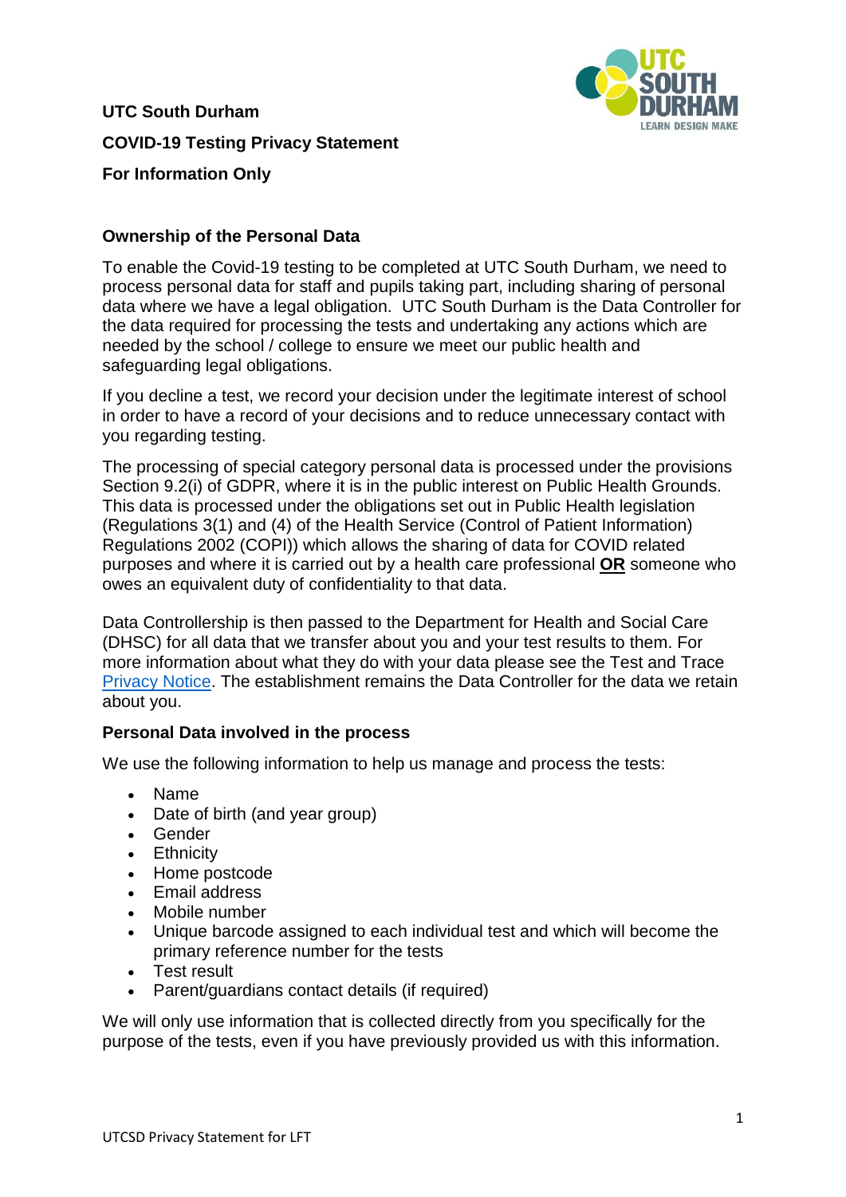**UTC South Durham**

**COVID-19 Testing Privacy Statement**

**For Information Only**

## Ownership of the Personal Data

To enable the Covid-19 testing to be completed at UTC South Durham, we need to process personal data for staff and pupils taking part, including sharing of personal data where we have a legal obligation. UTC South Durham is the Data Controller for the data required for processing the tests and undertaking any actions which are needed by the school / college to ensure we meet our public health and safeguarding legal obligations.

If you decline a test, we record your decision under the legitimate interest of school in order to have a record of your decisions and to reduce unnecessary contact with you regarding testing.

The processing of special category personal data is processed under the provisions Section 9.2(i) of GDPR, where it is in the public interest on Public Health Grounds. This data is processed under the obligations set out in Public Health legislation (Regulations 3(1) and (4) of the Health Service (Control of Patient Information) Regulations 2002 (COPI)) which allows the sharing of data for COVID related purposes and where it is carried out by a health care professional **OR** someone who owes an equivalent duty of confidentiality to that data.

Data Controllership is then passed to the Department for Health and Social Care (DHSC) for all data that we transfer about you and your test results to them. For more information about what they do with your data please see the Test and Trace Privacy Notice. The establishment remains the Data Controller for the data we retain about you.

## Personal Data involved in the process

We use the following information to help us manage and process the tests:

- Name
- Date of birth (and year group)
- Gender
- Ethnicity
- Home postcode
- Email address
- Mobile number
- Unique barcode assigned to each individual test and which will become the primary reference number for the tests
- Test result
- Parent/guardians contact details (if required)

We will only use information that is collected directly from you specifically for the purpose of the tests, even if you have previously provided us with this information.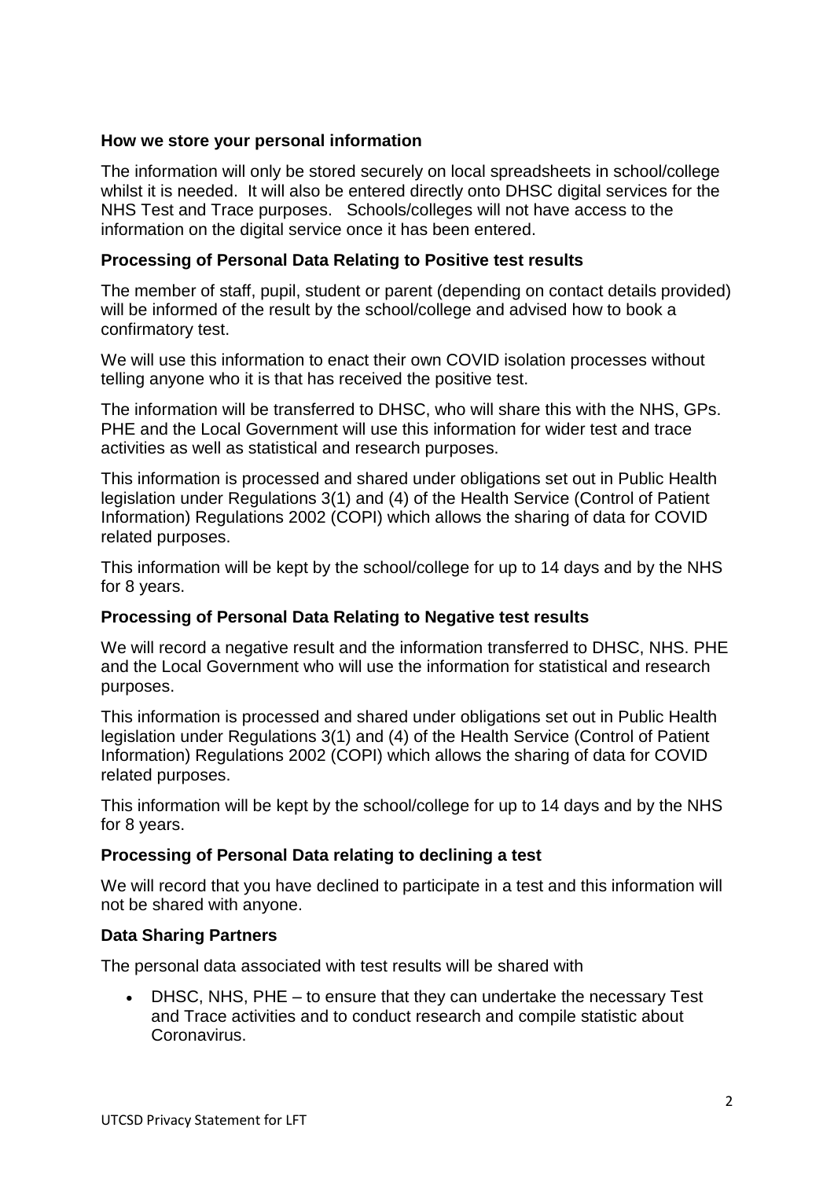### How we store your personal information

The information will only be stored securely on local spreadsheets in school/college whilst it is needed. It will also be entered directly onto DHSC digital services for the NHS Test and Trace purposes. Schools/colleges will not have access to the information on the digital service once it has been entered.

### Processing of Personal Data Relating to Positive test results

The member of staff, pupil, student or parent (depending on contact details provided) will be informed of the result by the school/college and advised how to book a confirmatory test.

We will use this information to enact their own COVID isolation processes without telling anyone who it is that has received the positive test.

The information will be transferred to DHSC, who will share this with the NHS, GPs. PHE and the Local Government will use this information for wider test and trace activities as well as statistical and research purposes.

This information is processed and shared under obligations set out in Public Health legislation under Regulations 3(1) and (4) of the Health Service (Control of Patient Information) Regulations 2002 (COPI) which allows the sharing of data for COVID related purposes.

This information will be kept by the school/college for up to 14 days and by the NHS for 8 years.

### Processing of Personal Data Relating to Negative test results

We will record a negative result and the information transferred to DHSC, NHS. PHE and the Local Government who will use the information for statistical and research purposes.

This information is processed and shared under obligations set out in Public Health legislation under Regulations 3(1) and (4) of the Health Service (Control of Patient Information) Regulations 2002 (COPI) which allows the sharing of data for COVID related purposes.

This information will be kept by the school/college for up to 14 days and by the NHS for 8 years.

### Processing of Personal Data relating to declining a test

We will record that you have declined to participate in a test and this information will not be shared with anyone.

### Data Sharing Partners

The personal data associated with test results will be shared with

- DHSC, NHS, PHE – to ensure that they can undertake the necessary Test and Trace activities and to conduct research and compile statistic about Coronavirus.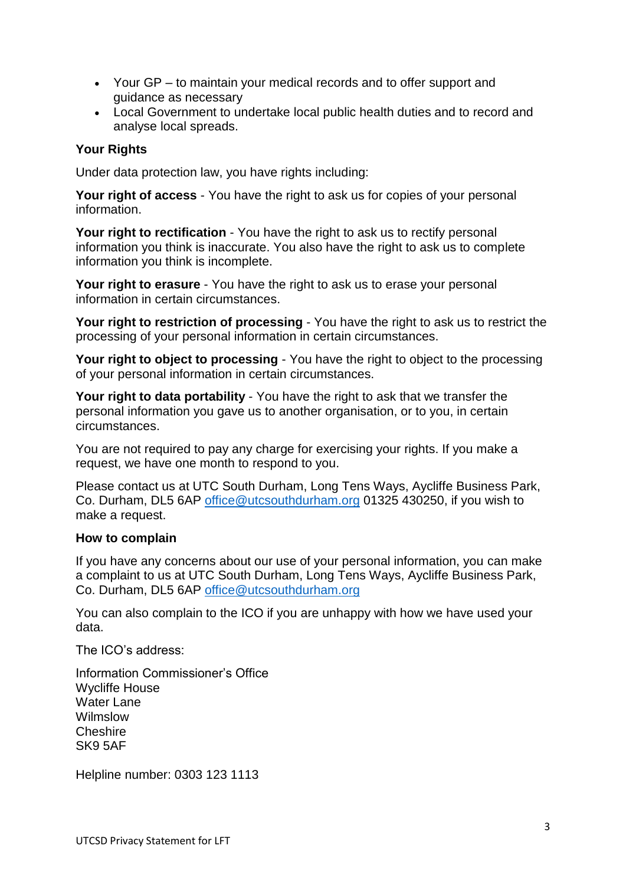- Your GP – to maintain your medical records and to offer support and guidance as necessary
- Local Government to undertake local public health duties and to record and analyse local spreads.

**Your Rights**

Under data protection law, you have rights including:

**Your right of access** - You have the right to ask us for copies of your personal information.

**Your right to rectification** - You have the right to ask us to rectify personal information you think is inaccurate. You also have the right to ask us to complete information you think is incomplete.

**Your right to erasure** - You have the right to ask us to erase your personal information in certain circumstances.

**Your right to restriction of processing** - You have the right to ask us to restrict the processing of your personal information in certain circumstances.

**Your right to object to processing** - You have the right to object to the processing of your personal information in certain circumstances.

**Your right to data portability** - You have the right to ask that we transfer the personal information you gave us to another organisation, or to you, in certain circumstances.

You are not required to pay any charge for exercising your rights. If you make a request, we have one month to respond to you.

Please contact us at UTC South Durham, Long Tens Ways, Aycliffe Business Park, Co. Durham, DL5 6AP office@utcsouthdurham.org 01325 430250, if you wish to make a request.

**How to complain**

If you have any concerns about our use of your personal information, you can make a complaint to us at UTC South Durham, Long Tens Ways, Aycliffe Business Park, Co. Durham, DL5 6AP office@utcsouthdurham.org

You can also complain to the ICO if you are unhappy with how we have used your data.

The ICO's address:

Information Commissioner's Office
Wycliffe House
Water Lane
Wilmslow
Cheshire
SK9 5AF

Helpline number: 0303 123 1113